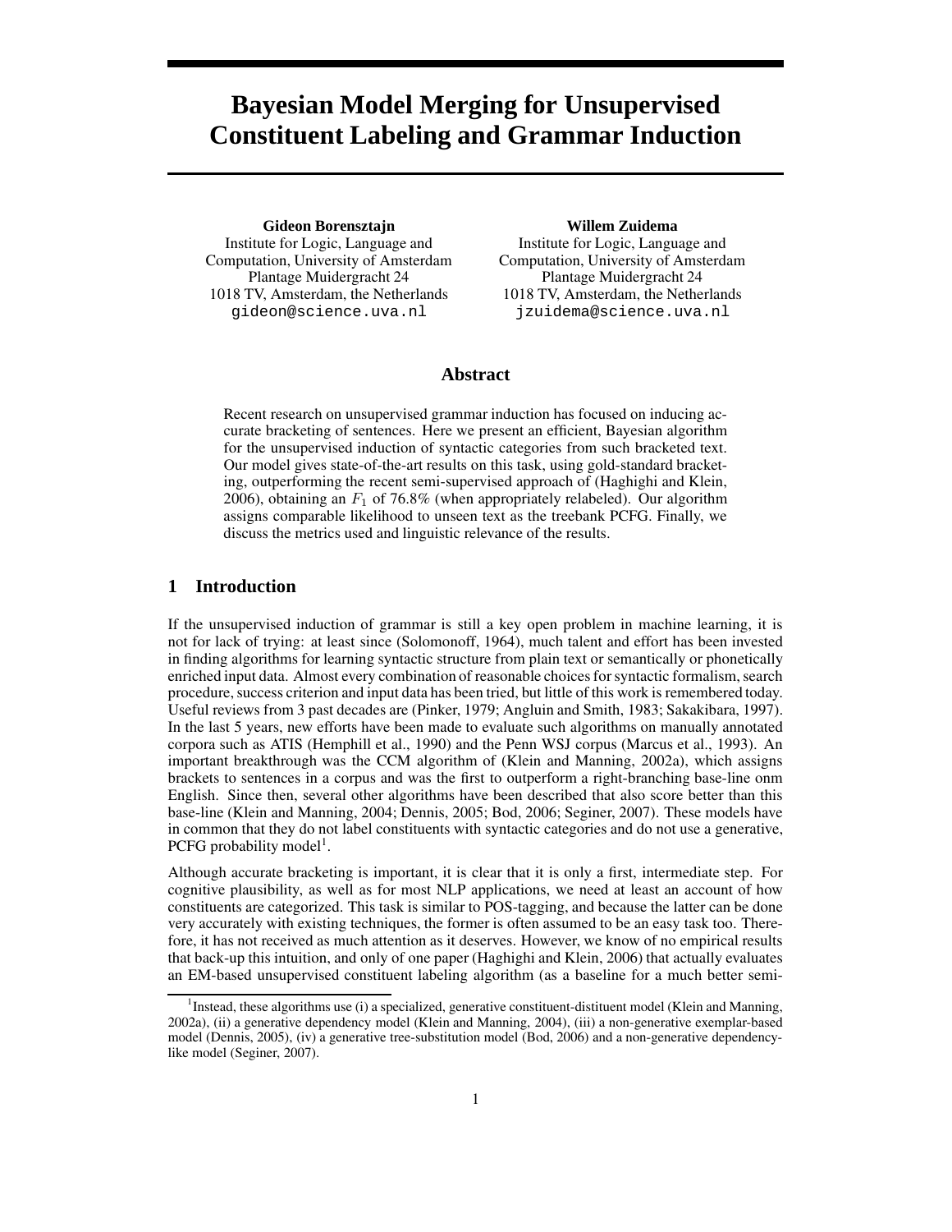# Bayesian Model Merging for Unsupervised Constituent Labeling and Grammar Induction

**Gideon Borensztajn**
Institute for Logic, Language and Computation, University of Amsterdam
Plantage Muidergracht 24
1018 TV, Amsterdam, the Netherlands
gideon@science.uva.nl

**Willem Zuidema**
Institute for Logic, Language and Computation, University of Amsterdam
Plantage Muidergracht 24
1018 TV, Amsterdam, the Netherlands
jzuidema@science.uva.nl

## Abstract

Recent research on unsupervised grammar induction has focused on inducing accurate bracketing of sentences. Here we present an efficient, Bayesian algorithm for the unsupervised induction of syntactic categories from such bracketed text. Our model gives state-of-the-art results on this task, using gold-standard bracketing, outperforming the recent semi-supervised approach of (Haghighi and Klein, 2006), obtaining an $F_1$ of 76.8% (when appropriately relabeled). Our algorithm assigns comparable likelihood to unseen text as the treebank PCFG. Finally, we discuss the metrics used and linguistic relevance of the results.

## 1 Introduction

If the unsupervised induction of grammar is still a key open problem in machine learning, it is not for lack of trying: at least since (Solomonoff, 1964), much talent and effort has been invested in finding algorithms for learning syntactic structure from plain text or semantically or phonetically enriched input data. Almost every combination of reasonable choices for syntactic formalism, search procedure, success criterion and input data has been tried, but little of this work is remembered today. Useful reviews from 3 past decades are (Pinker, 1979; Angluin and Smith, 1983; Sakakibara, 1997). In the last 5 years, new efforts have been made to evaluate such algorithms on manually annotated corpora such as ATIS (Hemphill et al., 1990) and the Penn WSJ corpus (Marcus et al., 1993). An important breakthrough was the CCM algorithm of (Klein and Manning, 2002a), which assigns brackets to sentences in a corpus and was the first to outperform a right-branching base-line onm English. Since then, several other algorithms have been described that also score better than this base-line (Klein and Manning, 2004; Dennis, 2005; Bod, 2006; Seginer, 2007). These models have in common that they do not label constituents with syntactic categories and do not use a generative, PCFG probability model[1].

Although accurate bracketing is important, it is clear that it is only a first, intermediate step. For cognitive plausibility, as well as for most NLP applications, we need at least an account of how constituents are categorized. This task is similar to POS-tagging, and because the latter can be done very accurately with existing techniques, the former is often assumed to be an easy task too. Therefore, it has not received as much attention as it deserves. However, we know of no empirical results that back-up this intuition, and only of one paper (Haghighi and Klein, 2006) that actually evaluates an EM-based unsupervised constituent labeling algorithm (as a baseline for a much better semi-

[1] Instead, these algorithms use (i) a specialized, generative constituent-distituent model (Klein and Manning, 2002a), (ii) a generative dependency model (Klein and Manning, 2004), (iii) a non-generative exemplar-based model (Dennis, 2005), (iv) a generative tree-substitution model (Bod, 2006) and a non-generative dependency-like model (Seginer, 2007).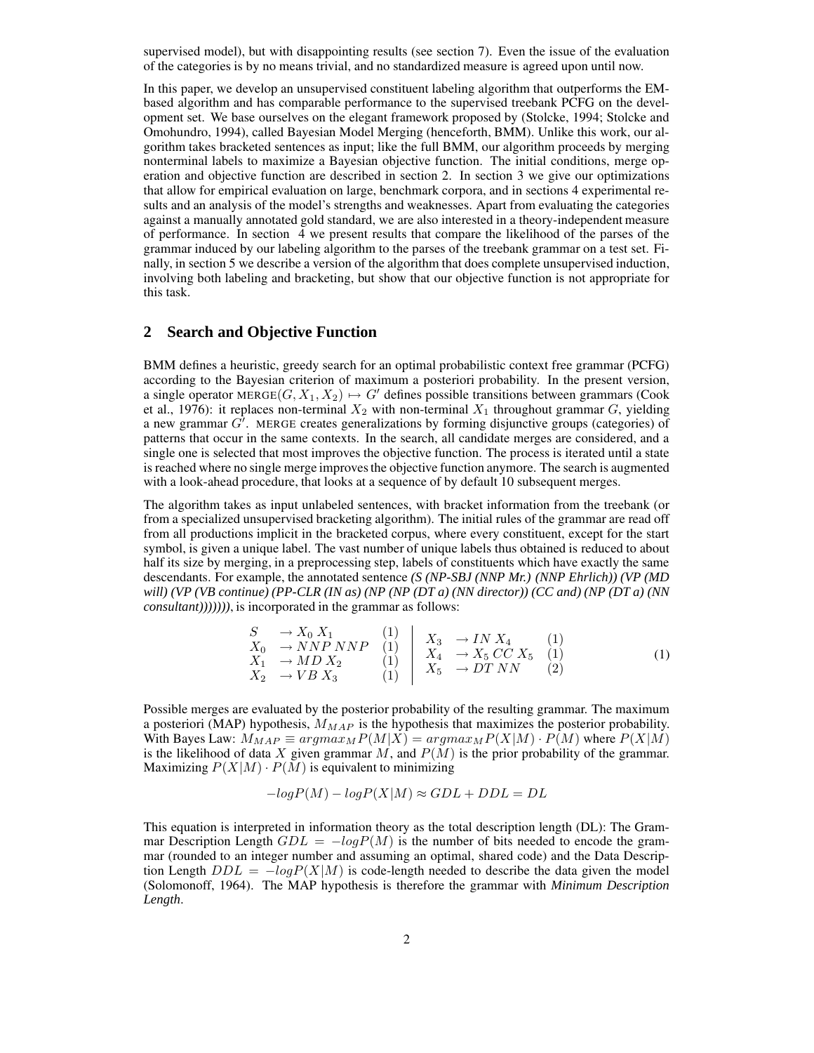supervised model), but with disappointing results (see section 7). Even the issue of the evaluation of the categories is by no means trivial, and no standardized measure is agreed upon until now.

In this paper, we develop an unsupervised constituent labeling algorithm that outperforms the EM-based algorithm and has comparable performance to the supervised treebank PCFG on the development set. We base ourselves on the elegant framework proposed by (Stolcke, 1994; Stolcke and Omohundro, 1994), called Bayesian Model Merging (henceforth, BMM). Unlike this work, our algorithm takes bracketed sentences as input; like the full BMM, our algorithm proceeds by merging nonterminal labels to maximize a Bayesian objective function. The initial conditions, merge operation and objective function are described in section 2. In section 3 we give our optimizations that allow for empirical evaluation on large, benchmark corpora, and in sections 4 experimental results and an analysis of the model's strengths and weaknesses. Apart from evaluating the categories against a manually annotated gold standard, we are also interested in a theory-independent measure of performance. In section 4 we present results that compare the likelihood of the parses of the grammar induced by our labeling algorithm to the parses of the treebank grammar on a test set. Finally, in section 5 we describe a version of the algorithm that does complete unsupervised induction, involving both labeling and bracketing, but show that our objective function is not appropriate for this task.

## 2 Search and Objective Function

BMM defines a heuristic, greedy search for an optimal probabilistic context free grammar (PCFG) according to the Bayesian criterion of maximum a posteriori probability. In the present version, a single operator $\text{MERGE}(G, X_1, X_2) \mapsto G'$ defines possible transitions between grammars (Cook et al., 1976): it replaces non-terminal $X_2$ with non-terminal $X_1$ throughout grammar $G$, yielding a new grammar $G'$. MERGE creates generalizations by forming disjunctive groups (categories) of patterns that occur in the same contexts. In the search, all candidate merges are considered, and a single one is selected that most improves the objective function. The process is iterated until a state is reached where no single merge improves the objective function anymore. The search is augmented with a look-ahead procedure, that looks at a sequence of by default 10 subsequent merges.

The algorithm takes as input unlabeled sentences, with bracket information from the treebank (or from a specialized unsupervised bracketing algorithm). The initial rules of the grammar are read off from all productions implicit in the bracketed corpus, where every constituent, except for the start symbol, is given a unique label. The vast number of unique labels thus obtained is reduced to about half its size by merging, in a preprocessing step, labels of constituents which have exactly the same descendants. For example, the annotated sentence *(S (NP-SBJ (NNP Mr.) (NNP Ehrlich)) (VP (MD will) (VP (VB continue) (PP-CLR (IN as) (NP (NP (DT a) (NN director)) (CC and) (NP (DT a) (NN consultant)))))))*, is incorporated in the grammar as follows:

$$
\begin{array}{lll|lll}
S & \rightarrow X_0\, X_1 & (1) & X_3 & \rightarrow IN\, X_4 & (1) \\
X_0 & \rightarrow NNP\, NNP & (1) & X_4 & \rightarrow X_5\, CC\, X_5 & (1) \\
X_1 & \rightarrow MD\, X_2 & (1) & X_5 & \rightarrow DT\, NN & (2) \\
X_2 & \rightarrow VB\, X_3 & (1) & & &
\end{array}
\qquad (1)
$$

Possible merges are evaluated by the posterior probability of the resulting grammar. The maximum a posteriori (MAP) hypothesis, $M_{MAP}$ is the hypothesis that maximizes the posterior probability. With Bayes Law: $M_{MAP} \equiv argmax_M P(M|X) = argmax_M P(X|M) \cdot P(M)$ where $P(X|M)$ is the likelihood of data $X$ given grammar $M$, and $P(M)$ is the prior probability of the grammar. Maximizing $P(X|M) \cdot P(M)$ is equivalent to minimizing

$$-logP(M) - logP(X|M) \approx GDL + DDL = DL$$

This equation is interpreted in information theory as the total description length (DL): The Grammar Description Length $GDL = -logP(M)$ is the number of bits needed to encode the grammar (rounded to an integer number and assuming an optimal, shared code) and the Data Description Length $DDL = -logP(X|M)$ is code-length needed to describe the data given the model (Solomonoff, 1964). The MAP hypothesis is therefore the grammar with *Minimum Description Length*.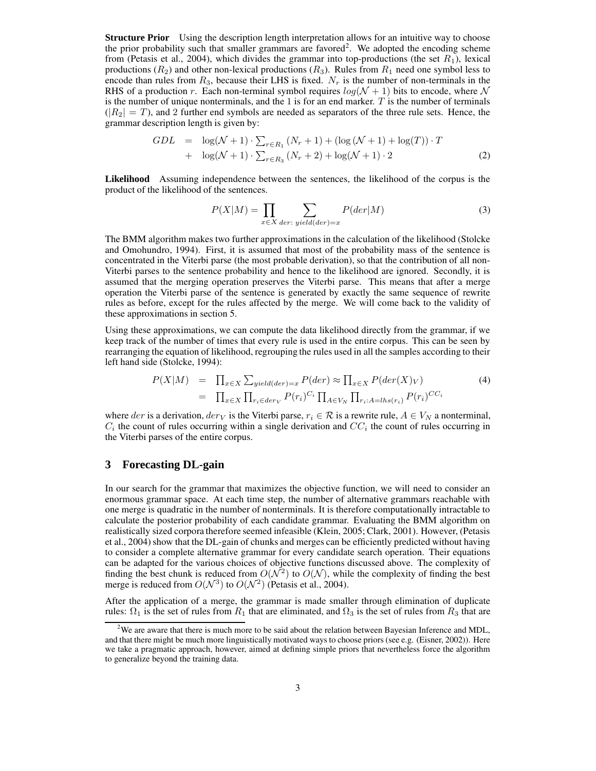**Structure Prior** Using the description length interpretation allows for an intuitive way to choose the prior probability such that smaller grammars are favored[2]. We adopted the encoding scheme from (Petasis et al., 2004), which divides the grammar into top-productions (the set $R_1$), lexical productions ($R_2$) and other non-lexical productions ($R_3$). Rules from $R_1$ need one symbol less to encode than rules from $R_3$, because their LHS is fixed. $N_r$ is the number of non-terminals in the RHS of a production $r$. Each non-terminal symbol requires $log(\mathcal{N}+1)$ bits to encode, where $\mathcal{N}$ is the number of unique nonterminals, and the 1 is for an end marker. $T$ is the number of terminals ($|R_2| = T$), and 2 further end symbols are needed as separators of the three rule sets. Hence, the grammar description length is given by:

$$
\begin{aligned}
GDL \;&=\; \log(\mathcal{N}+1) \cdot \textstyle\sum_{r \in R_1} (N_r + 1) + (\log(\mathcal{N}+1) + \log(T)) \cdot T \\
&+\; \log(\mathcal{N}+1) \cdot \textstyle\sum_{r \in R_3} (N_r + 2) + \log(\mathcal{N}+1) \cdot 2
\end{aligned} \tag{2}
$$

**Likelihood** Assuming independence between the sentences, the likelihood of the corpus is the product of the likelihood of the sentences.

$$
P(X|M) = \prod_{x \in X} \sum_{der:\ yield(der)=x} P(der|M) \tag{3}
$$

The BMM algorithm makes two further approximations in the calculation of the likelihood (Stolcke and Omohundro, 1994). First, it is assumed that most of the probability mass of the sentence is concentrated in the Viterbi parse (the most probable derivation), so that the contribution of all non-Viterbi parses to the sentence probability and hence to the likelihood are ignored. Secondly, it is assumed that the merging operation preserves the Viterbi parse. This means that after a merge operation the Viterbi parse of the sentence is generated by exactly the same sequence of rewrite rules as before, except for the rules affected by the merge. We will come back to the validity of these approximations in section 5.

Using these approximations, we can compute the data likelihood directly from the grammar, if we keep track of the number of times that every rule is used in the entire corpus. This can be seen by rearranging the equation of likelihood, regrouping the rules used in all the samples according to their left hand side (Stolcke, 1994):

$$
\begin{aligned}
P(X|M) \;&=\; \textstyle\prod_{x \in X} \sum_{yield(der)=x} P(der) \approx \prod_{x \in X} P(der(X)_V) \\
&=\; \textstyle\prod_{x \in X} \prod_{r_i \in der_V} P(r_i)^{C_i} \prod_{A \in V_N} \prod_{r_i : A = lhs(r_i)} P(r_i)^{CC_i}
\end{aligned} \tag{4}
$$

where $der$ is a derivation, $der_V$ is the Viterbi parse, $r_i \in \mathcal{R}$ is a rewrite rule, $A \in V_N$ a nonterminal, $C_i$ the count of rules occurring within a single derivation and $CC_i$ the count of rules occurring in the Viterbi parses of the entire corpus.

## 3 Forecasting DL-gain

In our search for the grammar that maximizes the objective function, we will need to consider an enormous grammar space. At each time step, the number of alternative grammars reachable with one merge is quadratic in the number of nonterminals. It is therefore computationally intractable to calculate the posterior probability of each candidate grammar. Evaluating the BMM algorithm on realistically sized corpora therefore seemed infeasible (Klein, 2005; Clark, 2001). However, (Petasis et al., 2004) show that the DL-gain of chunks and merges can be efficiently predicted without having to consider a complete alternative grammar for every candidate search operation. Their equations can be adapted for the various choices of objective functions discussed above. The complexity of finding the best chunk is reduced from $O(\mathcal{N}^2)$ to $O(\mathcal{N})$, while the complexity of finding the best merge is reduced from $O(\mathcal{N}^3)$ to $O(\mathcal{N}^2)$ (Petasis et al., 2004).

After the application of a merge, the grammar is made smaller through elimination of duplicate rules: $\Omega_1$ is the set of rules from $R_1$ that are eliminated, and $\Omega_3$ is the set of rules from $R_3$ that are

[2] We are aware that there is much more to be said about the relation between Bayesian Inference and MDL, and that there might be much more linguistically motivated ways to choose priors (see e.g. (Eisner, 2002)). Here we take a pragmatic approach, however, aimed at defining simple priors that nevertheless force the algorithm to generalize beyond the training data.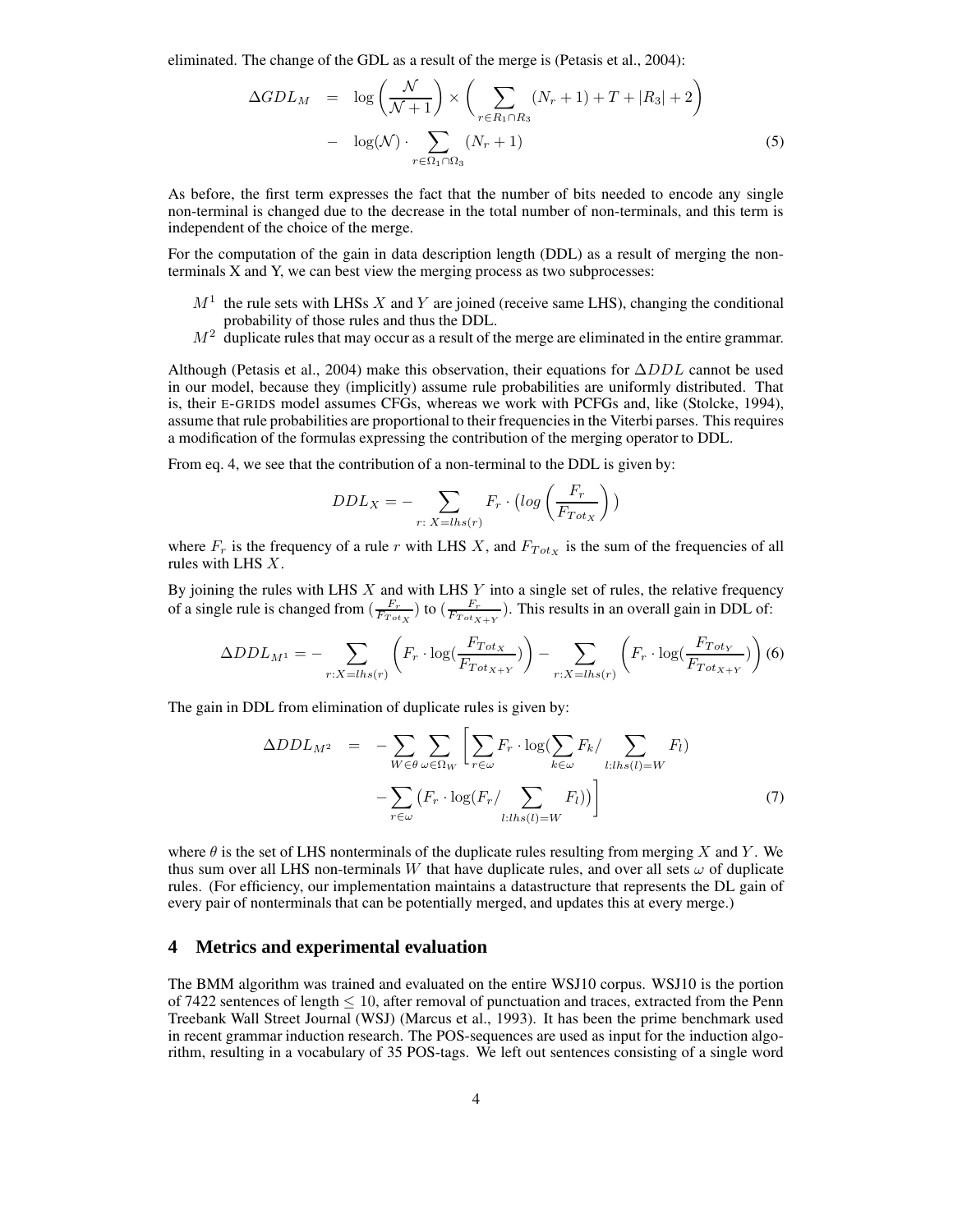eliminated. The change of the GDL as a result of the merge is (Petasis et al., 2004):

$$\Delta GDL_M = \log\left(\frac{\mathcal{N}}{\mathcal{N}+1}\right) \times \left(\sum_{r \in R_1 \cap R_3} (N_r + 1) + T + |R_3| + 2\right) - \log(\mathcal{N}) \cdot \sum_{r \in \Omega_1 \cap \Omega_3} (N_r + 1) \tag{5}$$

As before, the first term expresses the fact that the number of bits needed to encode any single non-terminal is changed due to the decrease in the total number of non-terminals, and this term is independent of the choice of the merge.

For the computation of the gain in data description length (DDL) as a result of merging the non-terminals X and Y, we can best view the merging process as two subprocesses:

- $M^1$ the rule sets with LHSs $X$ and $Y$ are joined (receive same LHS), changing the conditional probability of those rules and thus the DDL.
- $M^2$ duplicate rules that may occur as a result of the merge are eliminated in the entire grammar.

Although (Petasis et al., 2004) make this observation, their equations for $\Delta DDL$ cannot be used in our model, because they (implicitly) assume rule probabilities are uniformly distributed. That is, their E-GRIDS model assumes CFGs, whereas we work with PCFGs and, like (Stolcke, 1994), assume that rule probabilities are proportional to their frequencies in the Viterbi parses. This requires a modification of the formulas expressing the contribution of the merging operator to DDL.

From eq. 4, we see that the contribution of a non-terminal to the DDL is given by:

$$DDL_X = -\sum_{r:\, X = lhs(r)} F_r \cdot \left(log\left(\frac{F_r}{F_{Tot_X}}\right)\right)$$

where $F_r$ is the frequency of a rule $r$ with LHS $X$, and $F_{Tot_X}$ is the sum of the frequencies of all rules with LHS $X$.

By joining the rules with LHS $X$ and with LHS $Y$ into a single set of rules, the relative frequency of a single rule is changed from $(\frac{F_r}{F_{Tot_X}})$ to $(\frac{F_r}{F_{Tot_{X+Y}}})$. This results in an overall gain in DDL of:

$$\Delta DDL_{M^1} = -\sum_{r:X=lhs(r)} \left(F_r \cdot \log(\frac{F_{Tot_X}}{F_{Tot_{X+Y}}})\right) - \sum_{r:X=lhs(r)} \left(F_r \cdot \log(\frac{F_{Tot_Y}}{F_{Tot_{X+Y}}})\right) \tag{6}$$

The gain in DDL from elimination of duplicate rules is given by:

$$\Delta DDL_{M^2} = -\sum_{W \in \theta} \sum_{\omega \in \Omega_W} \left[\sum_{r \in \omega} F_r \cdot \log(\sum_{k \in \omega} F_k / \sum_{l:lhs(l)=W} F_l) - \sum_{r \in \omega} \left(F_r \cdot \log(F_r / \sum_{l:lhs(l)=W} F_l)\right)\right] \tag{7}$$

where $\theta$ is the set of LHS nonterminals of the duplicate rules resulting from merging $X$ and $Y$. We thus sum over all LHS non-terminals $W$ that have duplicate rules, and over all sets $\omega$ of duplicate rules. (For efficiency, our implementation maintains a datastructure that represents the DL gain of every pair of nonterminals that can be potentially merged, and updates this at every merge.)

## 4 Metrics and experimental evaluation

The BMM algorithm was trained and evaluated on the entire WSJ10 corpus. WSJ10 is the portion of 7422 sentences of length $\leq 10$, after removal of punctuation and traces, extracted from the Penn Treebank Wall Street Journal (WSJ) (Marcus et al., 1993). It has been the prime benchmark used in recent grammar induction research. The POS-sequences are used as input for the induction algorithm, resulting in a vocabulary of 35 POS-tags. We left out sentences consisting of a single word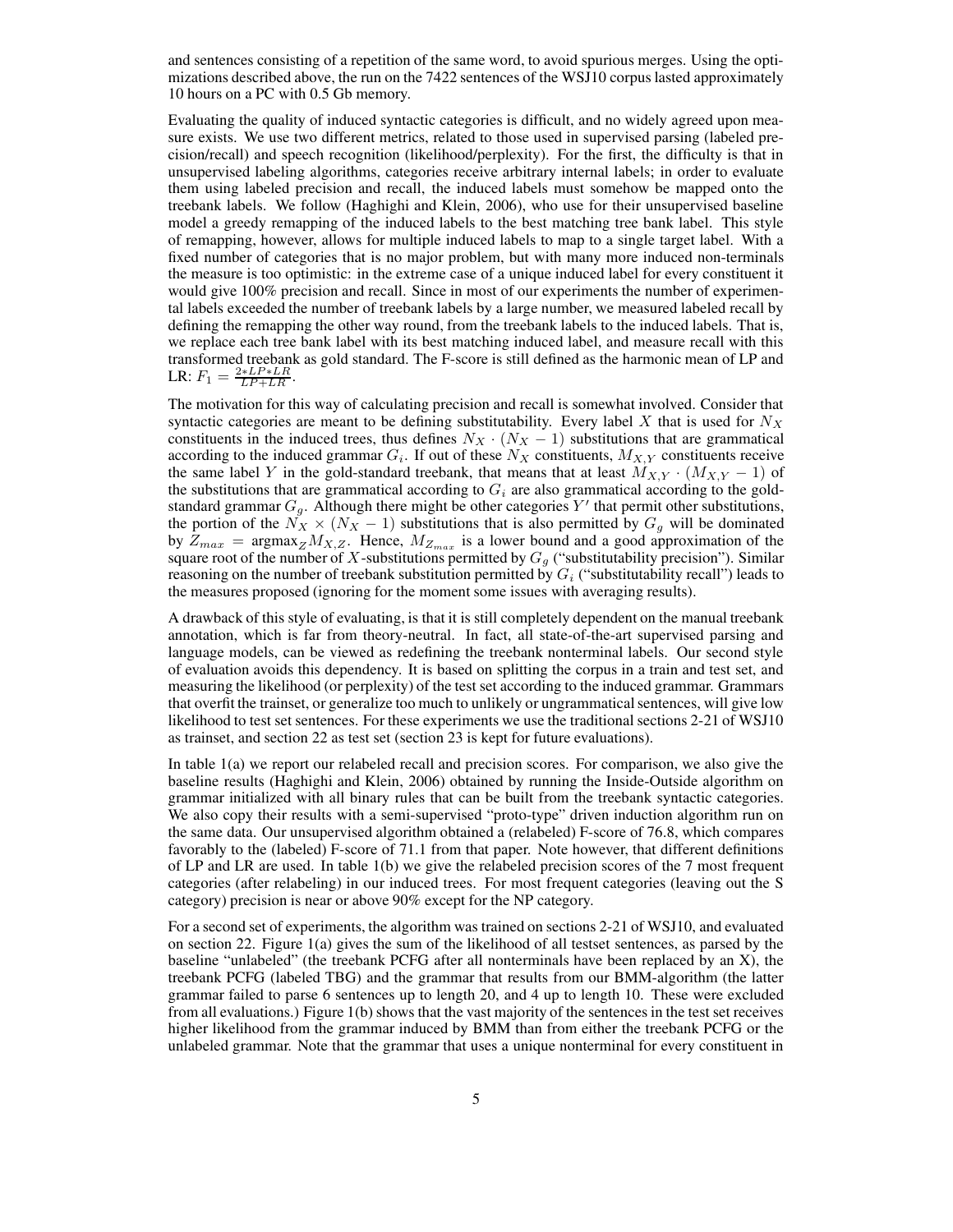and sentences consisting of a repetition of the same word, to avoid spurious merges. Using the optimizations described above, the run on the 7422 sentences of the WSJ10 corpus lasted approximately 10 hours on a PC with 0.5 Gb memory.

Evaluating the quality of induced syntactic categories is difficult, and no widely agreed upon measure exists. We use two different metrics, related to those used in supervised parsing (labeled precision/recall) and speech recognition (likelihood/perplexity). For the first, the difficulty is that in unsupervised labeling algorithms, categories receive arbitrary internal labels; in order to evaluate them using labeled precision and recall, the induced labels must somehow be mapped onto the treebank labels. We follow (Haghighi and Klein, 2006), who use for their unsupervised baseline model a greedy remapping of the induced labels to the best matching tree bank label. This style of remapping, however, allows for multiple induced labels to map to a single target label. With a fixed number of categories that is no major problem, but with many more induced non-terminals the measure is too optimistic: in the extreme case of a unique induced label for every constituent it would give 100% precision and recall. Since in most of our experiments the number of experimental labels exceeded the number of treebank labels by a large number, we measured labeled recall by defining the remapping the other way round, from the treebank labels to the induced labels. That is, we replace each tree bank label with its best matching induced label, and measure recall with this transformed treebank as gold standard. The F-score is still defined as the harmonic mean of LP and LR: $F_1 = \frac{2*LP*LR}{LP+LR}$.

The motivation for this way of calculating precision and recall is somewhat involved. Consider that syntactic categories are meant to be defining substitutability. Every label $X$ that is used for $N_X$ constituents in the induced trees, thus defines $N_X \cdot (N_X - 1)$ substitutions that are grammatical according to the induced grammar $G_i$. If out of these $N_X$ constituents, $M_{X,Y}$ constituents receive the same label $Y$ in the gold-standard treebank, that means that at least $M_{X,Y} \cdot (M_{X,Y} - 1)$ of the substitutions that are grammatical according to $G_i$ are also grammatical according to the gold-standard grammar $G_g$. Although there might be other categories $Y'$ that permit other substitutions, the portion of the $N_X \times (N_X - 1)$ substitutions that is also permitted by $G_g$ will be dominated by $Z_{max} = \text{argmax}_Z M_{X,Z}$. Hence, $M_{Z_{max}}$ is a lower bound and a good approximation of the square root of the number of $X$-substitutions permitted by $G_g$ ("substitutability precision"). Similar reasoning on the number of treebank substitution permitted by $G_i$ ("substitutability recall") leads to the measures proposed (ignoring for the moment some issues with averaging results).

A drawback of this style of evaluating, is that it is still completely dependent on the manual treebank annotation, which is far from theory-neutral. In fact, all state-of-the-art supervised parsing and language models, can be viewed as redefining the treebank nonterminal labels. Our second style of evaluation avoids this dependency. It is based on splitting the corpus in a train and test set, and measuring the likelihood (or perplexity) of the test set according to the induced grammar. Grammars that overfit the trainset, or generalize too much to unlikely or ungrammatical sentences, will give low likelihood to test set sentences. For these experiments we use the traditional sections 2-21 of WSJ10 as trainset, and section 22 as test set (section 23 is kept for future evaluations).

In table 1(a) we report our relabeled recall and precision scores. For comparison, we also give the baseline results (Haghighi and Klein, 2006) obtained by running the Inside-Outside algorithm on grammar initialized with all binary rules that can be built from the treebank syntactic categories. We also copy their results with a semi-supervised "proto-type" driven induction algorithm run on the same data. Our unsupervised algorithm obtained a (relabeled) F-score of 76.8, which compares favorably to the (labeled) F-score of 71.1 from that paper. Note however, that different definitions of LP and LR are used. In table 1(b) we give the relabeled precision scores of the 7 most frequent categories (after relabeling) in our induced trees. For most frequent categories (leaving out the S category) precision is near or above 90% except for the NP category.

For a second set of experiments, the algorithm was trained on sections 2-21 of WSJ10, and evaluated on section 22. Figure 1(a) gives the sum of the likelihood of all testset sentences, as parsed by the baseline "unlabeled" (the treebank PCFG after all nonterminals have been replaced by an X), the treebank PCFG (labeled TBG) and the grammar that results from our BMM-algorithm (the latter grammar failed to parse 6 sentences up to length 20, and 4 up to length 10. These were excluded from all evaluations.) Figure 1(b) shows that the vast majority of the sentences in the test set receives higher likelihood from the grammar induced by BMM than from either the treebank PCFG or the unlabeled grammar. Note that the grammar that uses a unique nonterminal for every constituent in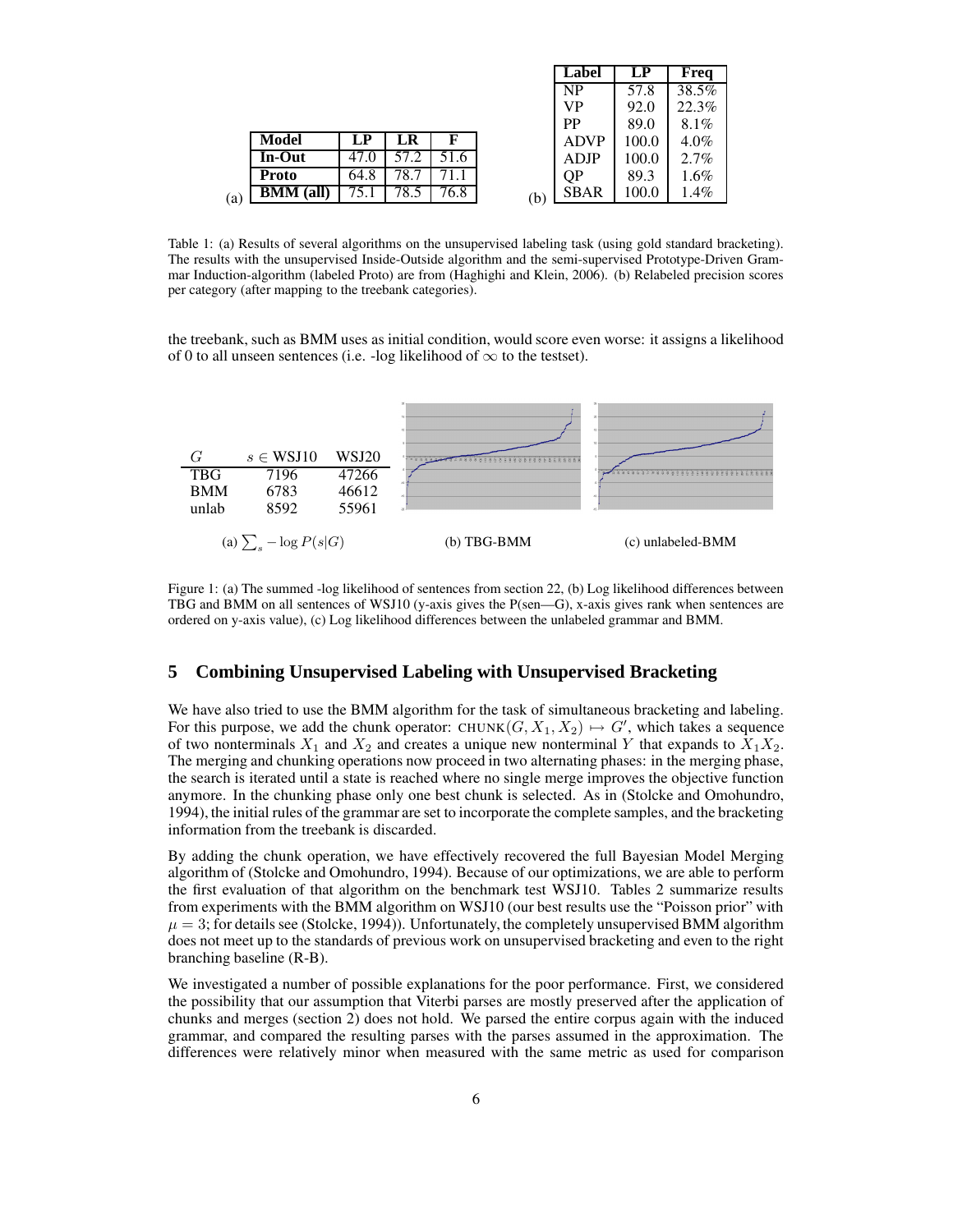(a)

| Model | LP | LR | F |
|---|---|---|---|
| **In-Out** | 47.0 | 57.2 | 51.6 |
| **Proto** | 64.8 | 78.7 | 71.1 |
| **BMM (all)** | 75.1 | 78.5 | 76.8 |

(b)

| Label | LP | Freq |
|---|---|---|
| NP | 57.8 | 38.5% |
| VP | 92.0 | 22.3% |
| PP | 89.0 | 8.1% |
| ADVP | 100.0 | 4.0% |
| ADJP | 100.0 | 2.7% |
| QP | 89.3 | 1.6% |
| SBAR | 100.0 | 1.4% |

Table 1: (a) Results of several algorithms on the unsupervised labeling task (using gold standard bracketing). The results with the unsupervised Inside-Outside algorithm and the semi-supervised Prototype-Driven Grammar Induction-algorithm (labeled Proto) are from (Haghighi and Klein, 2006). (b) Relabeled precision scores per category (after mapping to the treebank categories).

the treebank, such as BMM uses as initial condition, would score even worse: it assigns a likelihood of 0 to all unseen sentences (i.e. -log likelihood of $\infty$ to the testset).

| $G$ | $s \in$ WSJ10 | WSJ20 |
|---|---|---|
| TBG | 7196 | 47266 |
| BMM | 6783 | 46612 |
| unlab | 8592 | 55961 |

(a) $\sum_s - \log P(s|G)$ (b) TBG-BMM (c) unlabeled-BMM

Figure 1: (a) The summed -log likelihood of sentences from section 22, (b) Log likelihood differences between TBG and BMM on all sentences of WSJ10 (y-axis gives the P(sen—G), x-axis gives rank when sentences are ordered on y-axis value), (c) Log likelihood differences between the unlabeled grammar and BMM.

## 5 Combining Unsupervised Labeling with Unsupervised Bracketing

We have also tried to use the BMM algorithm for the task of simultaneous bracketing and labeling. For this purpose, we add the chunk operator: $\text{CHUNK}(G, X_1, X_2) \mapsto G'$, which takes a sequence of two nonterminals $X_1$ and $X_2$ and creates a unique new nonterminal $Y$ that expands to $X_1 X_2$. The merging and chunking operations now proceed in two alternating phases: in the merging phase, the search is iterated until a state is reached where no single merge improves the objective function anymore. In the chunking phase only one best chunk is selected. As in (Stolcke and Omohundro, 1994), the initial rules of the grammar are set to incorporate the complete samples, and the bracketing information from the treebank is discarded.

By adding the chunk operation, we have effectively recovered the full Bayesian Model Merging algorithm of (Stolcke and Omohundro, 1994). Because of our optimizations, we are able to perform the first evaluation of that algorithm on the benchmark test WSJ10. Tables 2 summarize results from experiments with the BMM algorithm on WSJ10 (our best results use the "Poisson prior" with $\mu = 3$; for details see (Stolcke, 1994)). Unfortunately, the completely unsupervised BMM algorithm does not meet up to the standards of previous work on unsupervised bracketing and even to the right branching baseline (R-B).

We investigated a number of possible explanations for the poor performance. First, we considered the possibility that our assumption that Viterbi parses are mostly preserved after the application of chunks and merges (section 2) does not hold. We parsed the entire corpus again with the induced grammar, and compared the resulting parses with the parses assumed in the approximation. The differences were relatively minor when measured with the same metric as used for comparison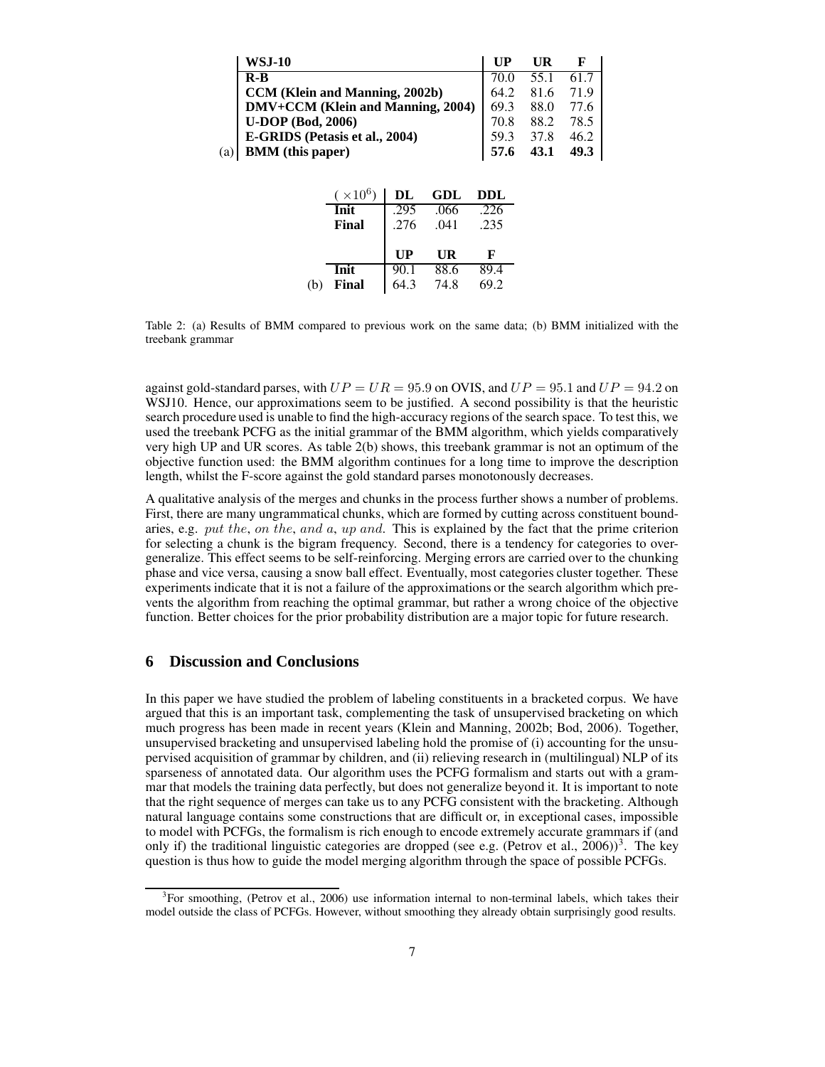**(a)**

| WSJ-10 | UP | UR | F |
|---|---|---|---|
| **R-B** | 70.0 | 55.1 | 61.7 |
| **CCM (Klein and Manning, 2002b)** | 64.2 | 81.6 | 71.9 |
| **DMV+CCM (Klein and Manning, 2004)** | 69.3 | 88.0 | 77.6 |
| **U-DOP (Bod, 2006)** | 70.8 | 88.2 | 78.5 |
| **E-GRIDS (Petasis et al., 2004)** | 59.3 | 37.8 | 46.2 |
| **BMM (this paper)** | **57.6** | **43.1** | **49.3** |

**(b)**

| $(\times 10^6)$ | DL | GDL | DDL |
|---|---|---|---|
| **Init** | .295 | .066 | .226 |
| **Final** | .276 | .041 | .235 |
| | **UP** | **UR** | **F** |
| **Init** | 90.1 | 88.6 | 89.4 |
| **Final** | 64.3 | 74.8 | 69.2 |

Table 2: (a) Results of BMM compared to previous work on the same data; (b) BMM initialized with the treebank grammar

against gold-standard parses, with $UP = UR = 95.9$ on OVIS, and $UP = 95.1$ and $UP = 94.2$ on WSJ10. Hence, our approximations seem to be justified. A second possibility is that the heuristic search procedure used is unable to find the high-accuracy regions of the search space. To test this, we used the treebank PCFG as the initial grammar of the BMM algorithm, which yields comparatively very high UP and UR scores. As table 2(b) shows, this treebank grammar is not an optimum of the objective function used: the BMM algorithm continues for a long time to improve the description length, whilst the F-score against the gold standard parses monotonously decreases.

A qualitative analysis of the merges and chunks in the process further shows a number of problems. First, there are many ungrammatical chunks, which are formed by cutting across constituent boundaries, e.g. *put the*, *on the*, *and a*, *up and*. This is explained by the fact that the prime criterion for selecting a chunk is the bigram frequency. Second, there is a tendency for categories to overgeneralize. This effect seems to be self-reinforcing. Merging errors are carried over to the chunking phase and vice versa, causing a snow ball effect. Eventually, most categories cluster together. These experiments indicate that it is not a failure of the approximations or the search algorithm which prevents the algorithm from reaching the optimal grammar, but rather a wrong choice of the objective function. Better choices for the prior probability distribution are a major topic for future research.

## 6 Discussion and Conclusions

In this paper we have studied the problem of labeling constituents in a bracketed corpus. We have argued that this is an important task, complementing the task of unsupervised bracketing on which much progress has been made in recent years (Klein and Manning, 2002b; Bod, 2006). Together, unsupervised bracketing and unsupervised labeling hold the promise of (i) accounting for the unsupervised acquisition of grammar by children, and (ii) relieving research in (multilingual) NLP of its sparseness of annotated data. Our algorithm uses the PCFG formalism and starts out with a grammar that models the training data perfectly, but does not generalize beyond it. It is important to note that the right sequence of merges can take us to any PCFG consistent with the bracketing. Although natural language contains some constructions that are difficult or, in exceptional cases, impossible to model with PCFGs, the formalism is rich enough to encode extremely accurate grammars if (and only if) the traditional linguistic categories are dropped (see e.g. (Petrov et al., 2006))[3]. The key question is thus how to guide the model merging algorithm through the space of possible PCFGs.

[3] For smoothing, (Petrov et al., 2006) use information internal to non-terminal labels, which takes their model outside the class of PCFGs. However, without smoothing they already obtain surprisingly good results.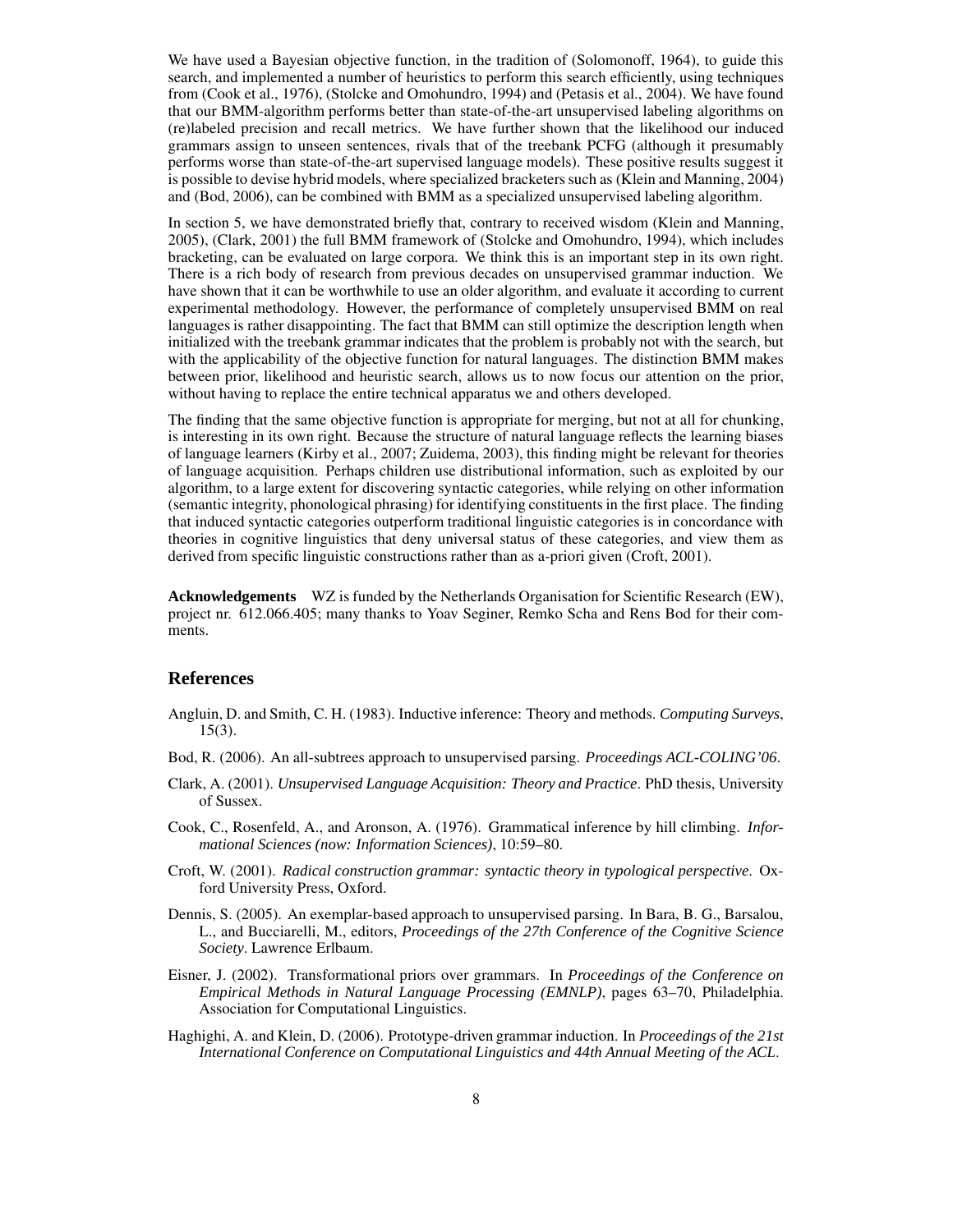We have used a Bayesian objective function, in the tradition of (Solomonoff, 1964), to guide this search, and implemented a number of heuristics to perform this search efficiently, using techniques from (Cook et al., 1976), (Stolcke and Omohundro, 1994) and (Petasis et al., 2004). We have found that our BMM-algorithm performs better than state-of-the-art unsupervised labeling algorithms on (re)labeled precision and recall metrics. We have further shown that the likelihood our induced grammars assign to unseen sentences, rivals that of the treebank PCFG (although it presumably performs worse than state-of-the-art supervised language models). These positive results suggest it is possible to devise hybrid models, where specialized bracketers such as (Klein and Manning, 2004) and (Bod, 2006), can be combined with BMM as a specialized unsupervised labeling algorithm.

In section 5, we have demonstrated briefly that, contrary to received wisdom (Klein and Manning, 2005), (Clark, 2001) the full BMM framework of (Stolcke and Omohundro, 1994), which includes bracketing, can be evaluated on large corpora. We think this is an important step in its own right. There is a rich body of research from previous decades on unsupervised grammar induction. We have shown that it can be worthwhile to use an older algorithm, and evaluate it according to current experimental methodology. However, the performance of completely unsupervised BMM on real languages is rather disappointing. The fact that BMM can still optimize the description length when initialized with the treebank grammar indicates that the problem is probably not with the search, but with the applicability of the objective function for natural languages. The distinction BMM makes between prior, likelihood and heuristic search, allows us to now focus our attention on the prior, without having to replace the entire technical apparatus we and others developed.

The finding that the same objective function is appropriate for merging, but not at all for chunking, is interesting in its own right. Because the structure of natural language reflects the learning biases of language learners (Kirby et al., 2007; Zuidema, 2003), this finding might be relevant for theories of language acquisition. Perhaps children use distributional information, such as exploited by our algorithm, to a large extent for discovering syntactic categories, while relying on other information (semantic integrity, phonological phrasing) for identifying constituents in the first place. The finding that induced syntactic categories outperform traditional linguistic categories is in concordance with theories in cognitive linguistics that deny universal status of these categories, and view them as derived from specific linguistic constructions rather than as a-priori given (Croft, 2001).

**Acknowledgements** WZ is funded by the Netherlands Organisation for Scientific Research (EW), project nr. 612.066.405; many thanks to Yoav Seginer, Remko Scha and Rens Bod for their comments.

## References

Angluin, D. and Smith, C. H. (1983). Inductive inference: Theory and methods. *Computing Surveys*, 15(3).

Bod, R. (2006). An all-subtrees approach to unsupervised parsing. *Proceedings ACL-COLING'06*.

Clark, A. (2001). *Unsupervised Language Acquisition: Theory and Practice*. PhD thesis, University of Sussex.

Cook, C., Rosenfeld, A., and Aronson, A. (1976). Grammatical inference by hill climbing. *Informational Sciences (now: Information Sciences)*, 10:59–80.

Croft, W. (2001). *Radical construction grammar: syntactic theory in typological perspective*. Oxford University Press, Oxford.

Dennis, S. (2005). An exemplar-based approach to unsupervised parsing. In Bara, B. G., Barsalou, L., and Bucciarelli, M., editors, *Proceedings of the 27th Conference of the Cognitive Science Society*. Lawrence Erlbaum.

Eisner, J. (2002). Transformational priors over grammars. In *Proceedings of the Conference on Empirical Methods in Natural Language Processing (EMNLP)*, pages 63–70, Philadelphia. Association for Computational Linguistics.

Haghighi, A. and Klein, D. (2006). Prototype-driven grammar induction. In *Proceedings of the 21st International Conference on Computational Linguistics and 44th Annual Meeting of the ACL*.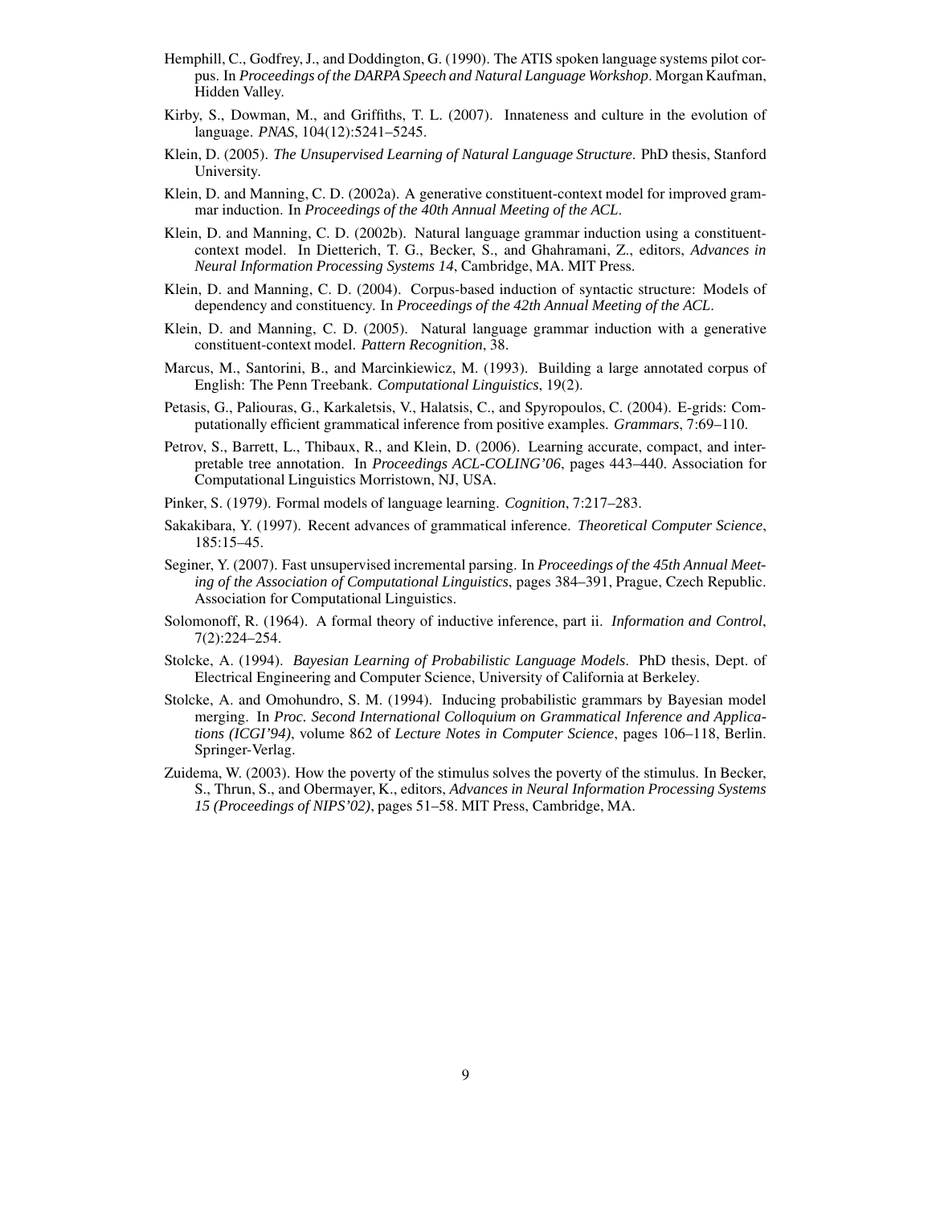Hemphill, C., Godfrey, J., and Doddington, G. (1990). The ATIS spoken language systems pilot corpus. In *Proceedings of the DARPA Speech and Natural Language Workshop*. Morgan Kaufman, Hidden Valley.

Kirby, S., Dowman, M., and Griffiths, T. L. (2007). Innateness and culture in the evolution of language. *PNAS*, 104(12):5241–5245.

Klein, D. (2005). *The Unsupervised Learning of Natural Language Structure*. PhD thesis, Stanford University.

Klein, D. and Manning, C. D. (2002a). A generative constituent-context model for improved grammar induction. In *Proceedings of the 40th Annual Meeting of the ACL*.

Klein, D. and Manning, C. D. (2002b). Natural language grammar induction using a constituent-context model. In Dietterich, T. G., Becker, S., and Ghahramani, Z., editors, *Advances in Neural Information Processing Systems 14*, Cambridge, MA. MIT Press.

Klein, D. and Manning, C. D. (2004). Corpus-based induction of syntactic structure: Models of dependency and constituency. In *Proceedings of the 42th Annual Meeting of the ACL*.

Klein, D. and Manning, C. D. (2005). Natural language grammar induction with a generative constituent-context model. *Pattern Recognition*, 38.

Marcus, M., Santorini, B., and Marcinkiewicz, M. (1993). Building a large annotated corpus of English: The Penn Treebank. *Computational Linguistics*, 19(2).

Petasis, G., Paliouras, G., Karkaletsis, V., Halatsis, C., and Spyropoulos, C. (2004). E-grids: Computationally efficient grammatical inference from positive examples. *Grammars*, 7:69–110.

Petrov, S., Barrett, L., Thibaux, R., and Klein, D. (2006). Learning accurate, compact, and interpretable tree annotation. In *Proceedings ACL-COLING'06*, pages 443–440. Association for Computational Linguistics Morristown, NJ, USA.

Pinker, S. (1979). Formal models of language learning. *Cognition*, 7:217–283.

Sakakibara, Y. (1997). Recent advances of grammatical inference. *Theoretical Computer Science*, 185:15–45.

Seginer, Y. (2007). Fast unsupervised incremental parsing. In *Proceedings of the 45th Annual Meeting of the Association of Computational Linguistics*, pages 384–391, Prague, Czech Republic. Association for Computational Linguistics.

Solomonoff, R. (1964). A formal theory of inductive inference, part ii. *Information and Control*, 7(2):224–254.

Stolcke, A. (1994). *Bayesian Learning of Probabilistic Language Models*. PhD thesis, Dept. of Electrical Engineering and Computer Science, University of California at Berkeley.

Stolcke, A. and Omohundro, S. M. (1994). Inducing probabilistic grammars by Bayesian model merging. In *Proc. Second International Colloquium on Grammatical Inference and Applications (ICGI'94)*, volume 862 of *Lecture Notes in Computer Science*, pages 106–118, Berlin. Springer-Verlag.

Zuidema, W. (2003). How the poverty of the stimulus solves the poverty of the stimulus. In Becker, S., Thrun, S., and Obermayer, K., editors, *Advances in Neural Information Processing Systems 15 (Proceedings of NIPS'02)*, pages 51–58. MIT Press, Cambridge, MA.